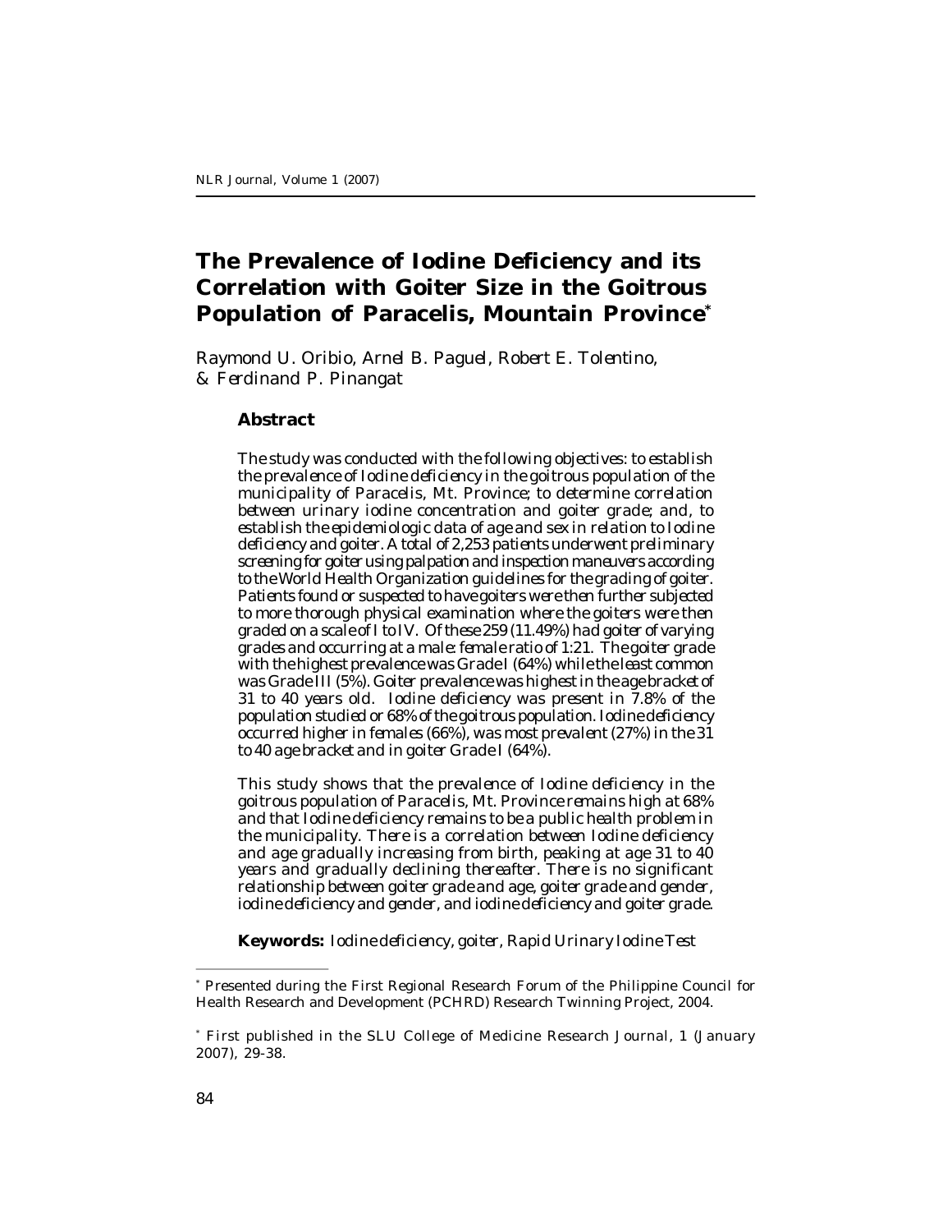# The Prevalence of Iodine Deficiency and its Correlation with Goiter Size in the Goitrous Population of Paracelis, Mountain Province*

Raymond U. Oribio, Arnel B. Paguel, Robert E. Tolentino, & Ferdinand P. Pinangat

## Abstract

*The study was conducted with the following objectives: to establish the prevalence of Iodine deficiency in the goitrous population of the municipality of Paracelis, Mt. Province; to determine correlation between urinary iodine concentration and goiter grade; and, to establish the epidemiologic data of age and sex in relation to Iodine deficiency and goiter. A total of 2,253 patients underwent preliminary screening for goiter using palpation and inspection maneuvers according to the World Health Organization guidelines for the grading of goiter. Patients found or suspected to have goiters were then further subjected to more thorough physical examination where the goiters were then graded on a scale of I to IV. Of these 259 (11.49%) had goiter of varying grades and occurring at a male: female ratio of 1:21. The goiter grade with the highest prevalence was Grade I (64%) while the least common was Grade III (5%). Goiter prevalence was highest in the age bracket of 31 to 40 years old. Iodine deficiency was present in 7.8% of the population studied or 68% of the goitrous population. Iodine deficiency occurred higher in females (66%), was most prevalent (27%) in the 31 to 40 age bracket and in goiter Grade I (64%).*

*This study shows that the prevalence of Iodine deficiency in the goitrous population of Paracelis, Mt. Province remains high at 68% and that Iodine deficiency remains to be a public health problem in the municipality. There is a correlation between Iodine deficiency and age gradually increasing from birth, peaking at age 31 to 40 years and gradually declining thereafter. There is no significant relationship between goiter grade and age, goiter grade and gender, iodine deficiency and gender, and iodine deficiency and goiter grade.*

**Keywords:** *Iodine deficiency, goiter, Rapid Urinary Iodine Test*

---

* Presented during the First Regional Research Forum of the Philippine Council for Health Research and Development (PCHRD) Research Twinning Project, 2004.

* First published in the SLU College of Medicine Research Journal, 1 (January 2007), 29-38.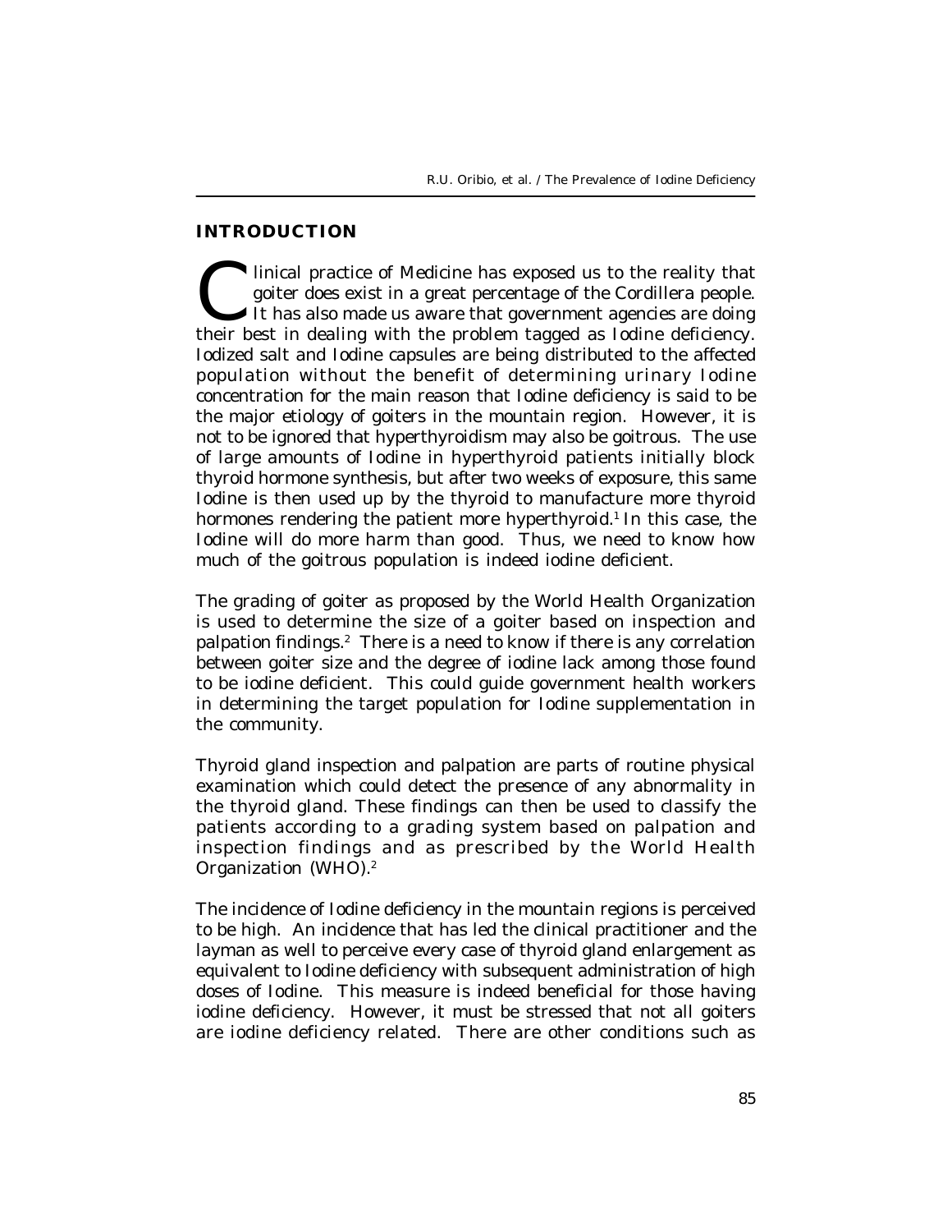## INTRODUCTION

Clinical practice of Medicine has exposed us to the reality that goiter does exist in a great percentage of the Cordillera people. It has also made us aware that government agencies are doing their best in dealing with the problem tagged as Iodine deficiency. Iodized salt and Iodine capsules are being distributed to the affected population without the benefit of determining urinary Iodine concentration for the main reason that Iodine deficiency is said to be the major etiology of goiters in the mountain region. However, it is not to be ignored that hyperthyroidism may also be goitrous. The use of large amounts of Iodine in hyperthyroid patients initially block thyroid hormone synthesis, but after two weeks of exposure, this same Iodine is then used up by the thyroid to manufacture more thyroid hormones rendering the patient more hyperthyroid.[1] In this case, the Iodine will do more harm than good. Thus, we need to know how much of the goitrous population is indeed iodine deficient.

The grading of goiter as proposed by the World Health Organization is used to determine the size of a goiter based on inspection and palpation findings.[2] There is a need to know if there is any correlation between goiter size and the degree of iodine lack among those found to be iodine deficient. This could guide government health workers in determining the target population for Iodine supplementation in the community.

Thyroid gland inspection and palpation are parts of routine physical examination which could detect the presence of any abnormality in the thyroid gland. These findings can then be used to classify the patients according to a grading system based on palpation and inspection findings and as prescribed by the World Health Organization (WHO).[2]

The incidence of Iodine deficiency in the mountain regions is perceived to be high. An incidence that has led the clinical practitioner and the layman as well to perceive every case of thyroid gland enlargement as equivalent to Iodine deficiency with subsequent administration of high doses of Iodine. This measure is indeed beneficial for those having iodine deficiency. However, it must be stressed that not all goiters are iodine deficiency related. There are other conditions such as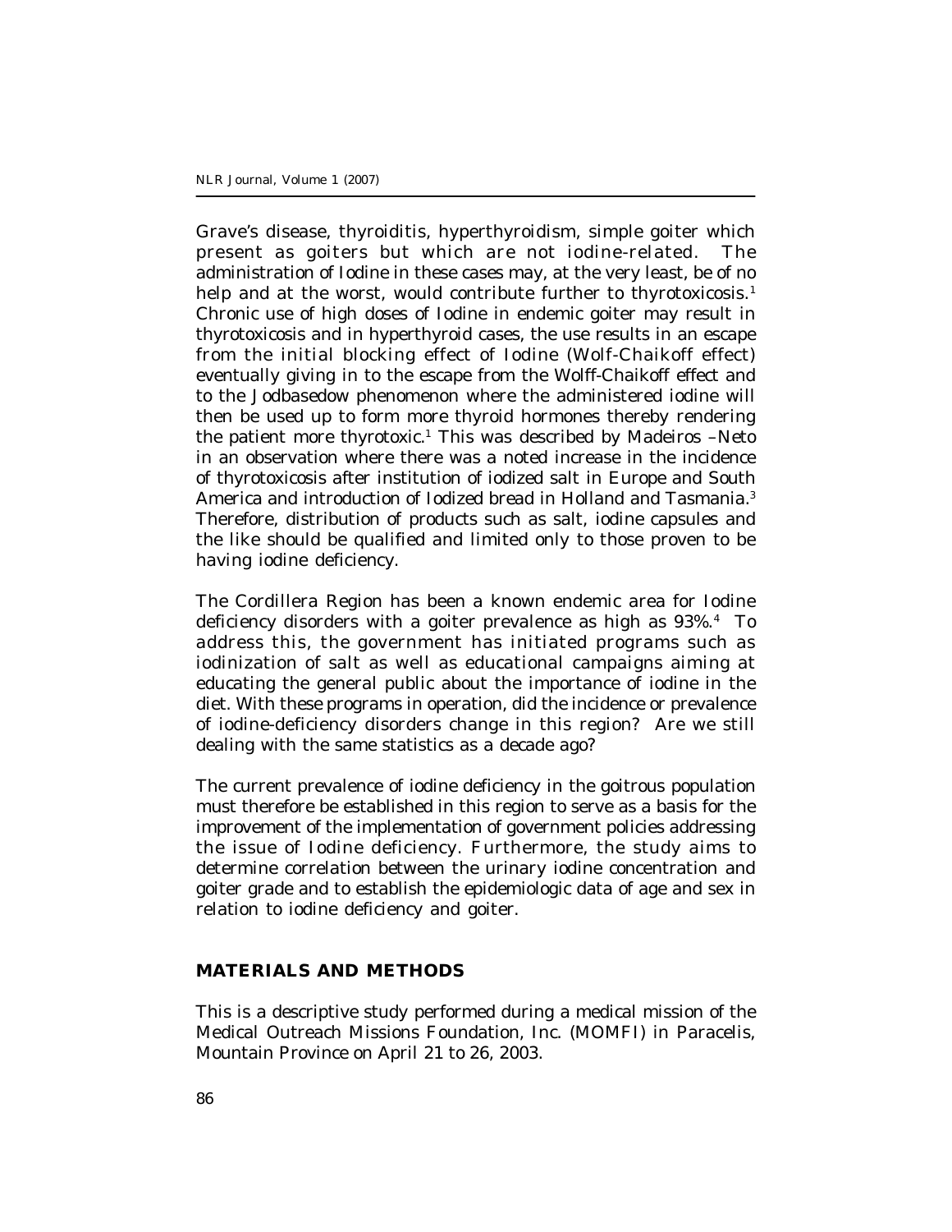Grave's disease, thyroiditis, hyperthyroidism, simple goiter which present as goiters but which are not iodine-related. The administration of Iodine in these cases may, at the very least, be of no help and at the worst, would contribute further to thyrotoxicosis.[1] Chronic use of high doses of Iodine in endemic goiter may result in thyrotoxicosis and in hyperthyroid cases, the use results in an escape from the initial blocking effect of Iodine (Wolf-Chaikoff effect) eventually giving in to the escape from the Wolff-Chaikoff effect and to the Jodbasedow phenomenon where the administered iodine will then be used up to form more thyroid hormones thereby rendering the patient more thyrotoxic.[1] This was described by Madeiros –Neto in an observation where there was a noted increase in the incidence of thyrotoxicosis after institution of iodized salt in Europe and South America and introduction of Iodized bread in Holland and Tasmania.[3] Therefore, distribution of products such as salt, iodine capsules and the like should be qualified and limited only to those proven to be having iodine deficiency.

The Cordillera Region has been a known endemic area for Iodine deficiency disorders with a goiter prevalence as high as 93%.[4] To address this, the government has initiated programs such as iodinization of salt as well as educational campaigns aiming at educating the general public about the importance of iodine in the diet. With these programs in operation, did the incidence or prevalence of iodine-deficiency disorders change in this region? Are we still dealing with the same statistics as a decade ago?

The current prevalence of iodine deficiency in the goitrous population must therefore be established in this region to serve as a basis for the improvement of the implementation of government policies addressing the issue of Iodine deficiency. Furthermore, the study aims to determine correlation between the urinary iodine concentration and goiter grade and to establish the epidemiologic data of age and sex in relation to iodine deficiency and goiter.

## MATERIALS AND METHODS

This is a descriptive study performed during a medical mission of the Medical Outreach Missions Foundation, Inc. (MOMFI) in Paracelis, Mountain Province on April 21 to 26, 2003.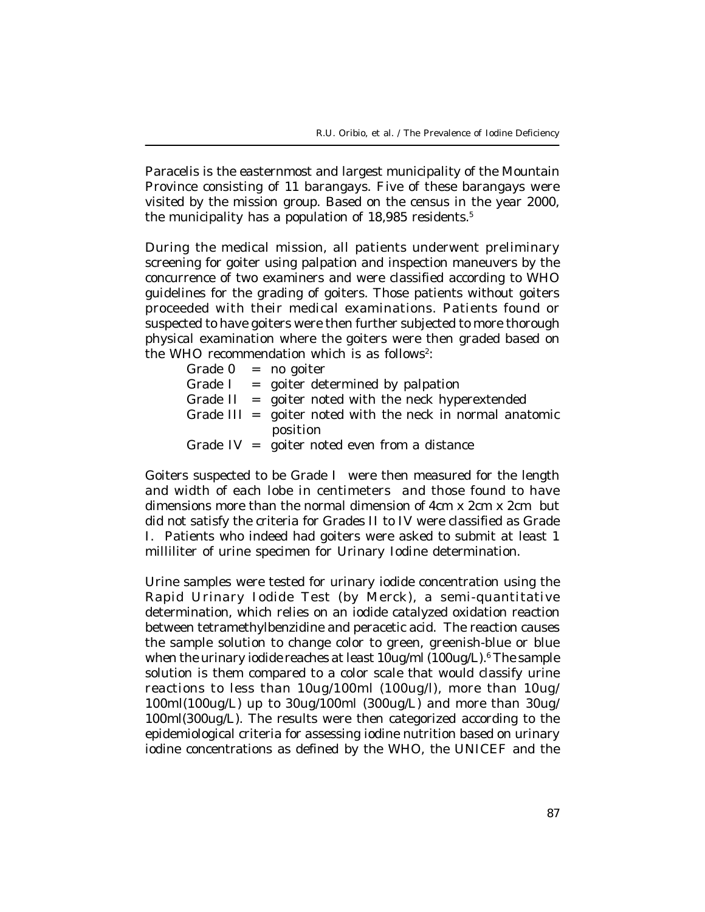Paracelis is the easternmost and largest municipality of the Mountain Province consisting of 11 barangays. Five of these barangays were visited by the mission group. Based on the census in the year 2000, the municipality has a population of 18,985 residents.[5]

During the medical mission, all patients underwent preliminary screening for goiter using palpation and inspection maneuvers by the concurrence of two examiners and were classified according to WHO guidelines for the grading of goiters. Those patients without goiters proceeded with their medical examinations. Patients found or suspected to have goiters were then further subjected to more thorough physical examination where the goiters were then graded based on the WHO recommendation which is as follows[2]:

- Grade 0 = no goiter
- Grade I = goiter determined by palpation
- Grade II = goiter noted with the neck hyperextended
- Grade III = goiter noted with the neck in normal anatomic position
- Grade IV = goiter noted even from a distance

Goiters suspected to be Grade I were then measured for the length and width of each lobe in centimeters and those found to have dimensions more than the normal dimension of 4cm x 2cm x 2cm but did not satisfy the criteria for Grades II to IV were classified as Grade I. Patients who indeed had goiters were asked to submit at least 1 milliliter of urine specimen for Urinary Iodine determination.

Urine samples were tested for urinary iodide concentration using the Rapid Urinary Iodide Test (by Merck), a semi-quantitative determination, which relies on an iodide catalyzed oxidation reaction between tetramethylbenzidine and peracetic acid. The reaction causes the sample solution to change color to green, greenish-blue or blue when the urinary iodide reaches at least 10ug/ml (100ug/L).[6] The sample solution is them compared to a color scale that would classify urine reactions to less than 10ug/100ml (100ug/l), more than 10ug/100ml(100ug/L) up to 30ug/100ml (300ug/L) and more than 30ug/100ml(300ug/L). The results were then categorized according to the epidemiological criteria for assessing iodine nutrition based on urinary iodine concentrations as defined by the WHO, the UNICEF and the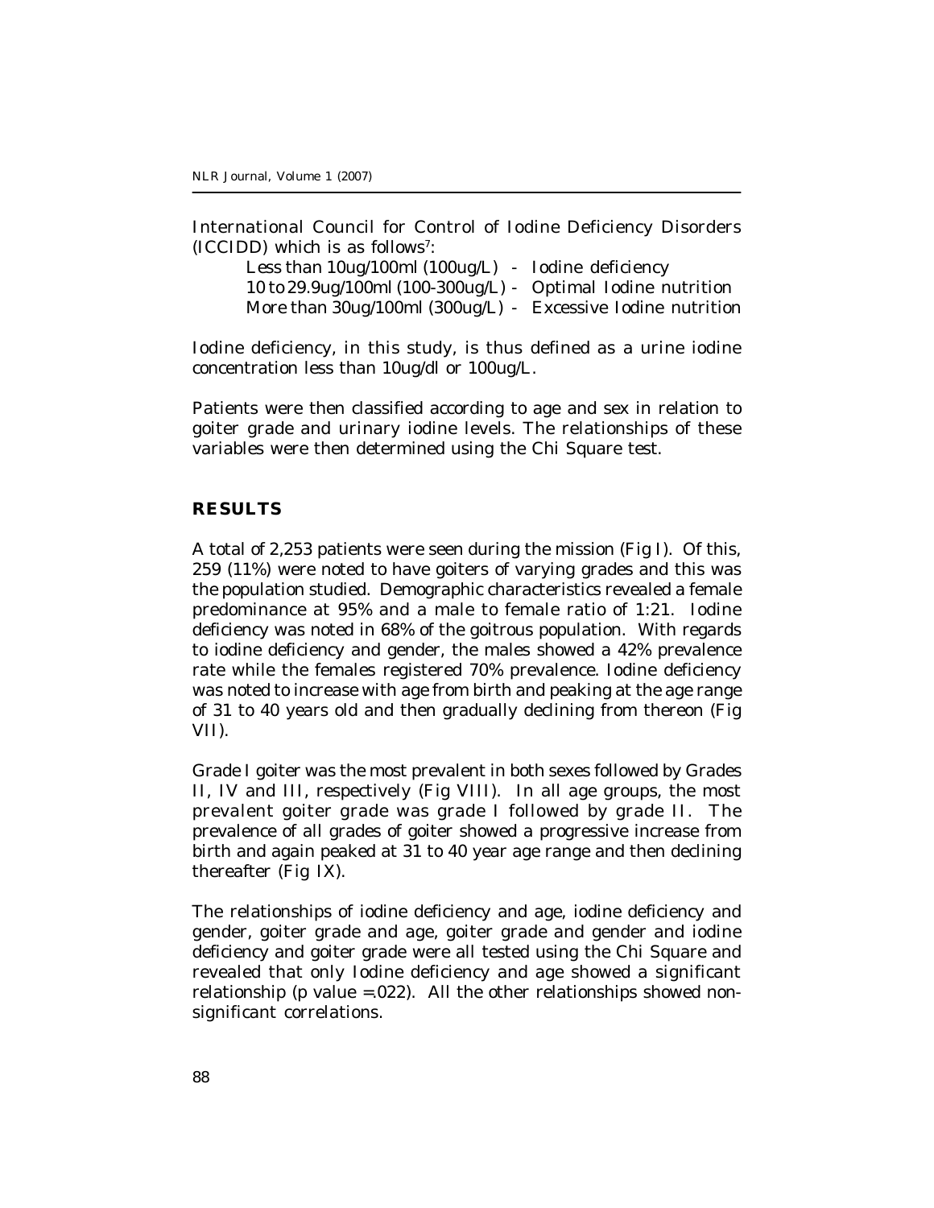International Council for Control of Iodine Deficiency Disorders (ICCIDD) which is as follows[7]:

Less than 10ug/100ml (100ug/L) - Iodine deficiency
10 to 29.9ug/100ml (100-300ug/L) - Optimal Iodine nutrition
More than 30ug/100ml (300ug/L) - Excessive Iodine nutrition

Iodine deficiency, in this study, is thus defined as a urine iodine concentration less than 10ug/dl or 100ug/L.

Patients were then classified according to age and sex in relation to goiter grade and urinary iodine levels. The relationships of these variables were then determined using the Chi Square test.

## RESULTS

A total of 2,253 patients were seen during the mission (Fig I). Of this, 259 (11%) were noted to have goiters of varying grades and this was the population studied. Demographic characteristics revealed a female predominance at 95% and a male to female ratio of 1:21. Iodine deficiency was noted in 68% of the goitrous population. With regards to iodine deficiency and gender, the males showed a 42% prevalence rate while the females registered 70% prevalence. Iodine deficiency was noted to increase with age from birth and peaking at the age range of 31 to 40 years old and then gradually declining from thereon (Fig VII).

Grade I goiter was the most prevalent in both sexes followed by Grades II, IV and III, respectively (Fig VIII). In all age groups, the most prevalent goiter grade was grade I followed by grade II. The prevalence of all grades of goiter showed a progressive increase from birth and again peaked at 31 to 40 year age range and then declining thereafter (Fig IX).

The relationships of iodine deficiency and age, iodine deficiency and gender, goiter grade and age, goiter grade and gender and iodine deficiency and goiter grade were all tested using the Chi Square and revealed that only Iodine deficiency and age showed a significant relationship (p value =.022). All the other relationships showed non-significant correlations.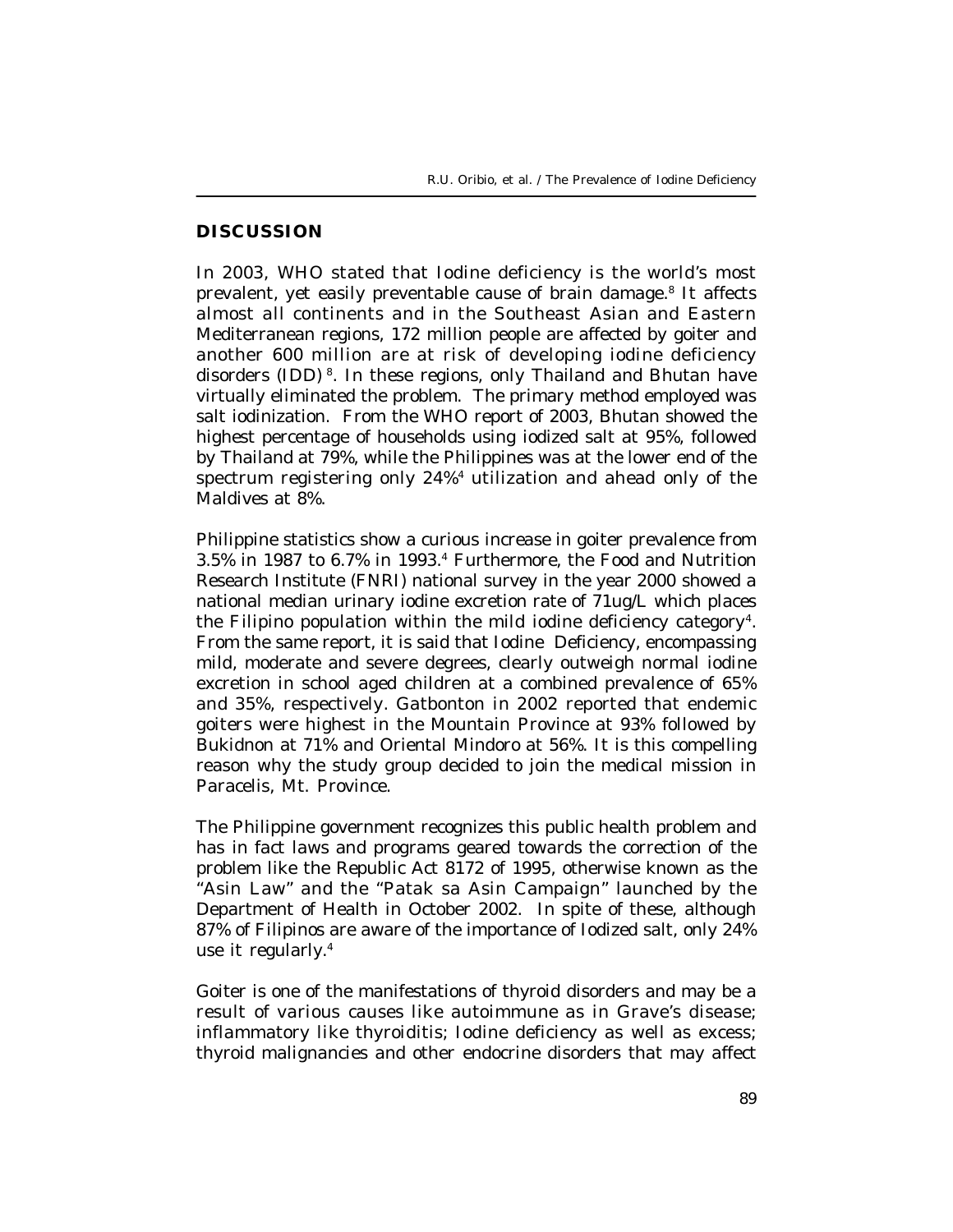## DISCUSSION

In 2003, WHO stated that Iodine deficiency is the world's most prevalent, yet easily preventable cause of brain damage.[8] It affects almost all continents and in the Southeast Asian and Eastern Mediterranean regions, 172 million people are affected by goiter and another 600 million are at risk of developing iodine deficiency disorders (IDD) [8]. In these regions, only Thailand and Bhutan have virtually eliminated the problem. The primary method employed was salt iodinization. From the WHO report of 2003, Bhutan showed the highest percentage of households using iodized salt at 95%, followed by Thailand at 79%, while the Philippines was at the lower end of the spectrum registering only 24%[4] utilization and ahead only of the Maldives at 8%.

Philippine statistics show a curious increase in goiter prevalence from 3.5% in 1987 to 6.7% in 1993.[4] Furthermore, the Food and Nutrition Research Institute (FNRI) national survey in the year 2000 showed a national median urinary iodine excretion rate of 71ug/L which places the Filipino population within the mild iodine deficiency category[4]. From the same report, it is said that Iodine Deficiency, encompassing mild, moderate and severe degrees, clearly outweigh normal iodine excretion in school aged children at a combined prevalence of 65% and 35%, respectively. Gatbonton in 2002 reported that endemic goiters were highest in the Mountain Province at 93% followed by Bukidnon at 71% and Oriental Mindoro at 56%. It is this compelling reason why the study group decided to join the medical mission in Paracelis, Mt. Province.

The Philippine government recognizes this public health problem and has in fact laws and programs geared towards the correction of the problem like the Republic Act 8172 of 1995, otherwise known as the "Asin Law" and the "Patak sa Asin Campaign" launched by the Department of Health in October 2002. In spite of these, although 87% of Filipinos are aware of the importance of Iodized salt, only 24% use it regularly.[4]

Goiter is one of the manifestations of thyroid disorders and may be a result of various causes like autoimmune as in Grave's disease; inflammatory like thyroiditis; Iodine deficiency as well as excess; thyroid malignancies and other endocrine disorders that may affect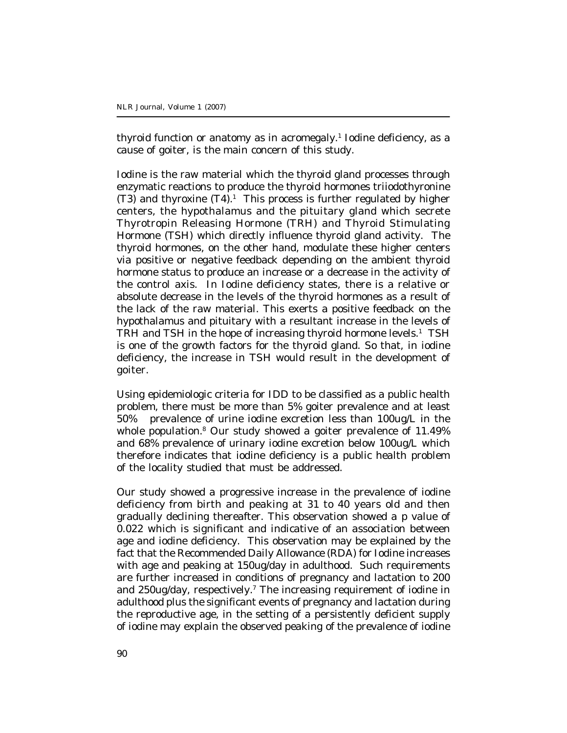thyroid function or anatomy as in acromegaly.[1] Iodine deficiency, as a cause of goiter, is the main concern of this study.

Iodine is the raw material which the thyroid gland processes through enzymatic reactions to produce the thyroid hormones triiodothyronine (T3) and thyroxine (T4).[1] This process is further regulated by higher centers, the hypothalamus and the pituitary gland which secrete Thyrotropin Releasing Hormone (TRH) and Thyroid Stimulating Hormone (TSH) which directly influence thyroid gland activity. The thyroid hormones, on the other hand, modulate these higher centers via positive or negative feedback depending on the ambient thyroid hormone status to produce an increase or a decrease in the activity of the control axis. In Iodine deficiency states, there is a relative or absolute decrease in the levels of the thyroid hormones as a result of the lack of the raw material. This exerts a positive feedback on the hypothalamus and pituitary with a resultant increase in the levels of TRH and TSH in the hope of increasing thyroid hormone levels.[1] TSH is one of the growth factors for the thyroid gland. So that, in iodine deficiency, the increase in TSH would result in the development of goiter.

Using epidemiologic criteria for IDD to be classified as a public health problem, there must be more than 5% goiter prevalence and at least 50% prevalence of urine iodine excretion less than 100ug/L in the whole population.[8] Our study showed a goiter prevalence of 11.49% and 68% prevalence of urinary iodine excretion below 100ug/L which therefore indicates that iodine deficiency is a public health problem of the locality studied that must be addressed.

Our study showed a progressive increase in the prevalence of iodine deficiency from birth and peaking at 31 to 40 years old and then gradually declining thereafter. This observation showed a p value of 0.022 which is significant and indicative of an association between age and iodine deficiency. This observation may be explained by the fact that the Recommended Daily Allowance (RDA) for Iodine increases with age and peaking at 150ug/day in adulthood. Such requirements are further increased in conditions of pregnancy and lactation to 200 and 250ug/day, respectively.[7] The increasing requirement of iodine in adulthood plus the significant events of pregnancy and lactation during the reproductive age, in the setting of a persistently deficient supply of iodine may explain the observed peaking of the prevalence of iodine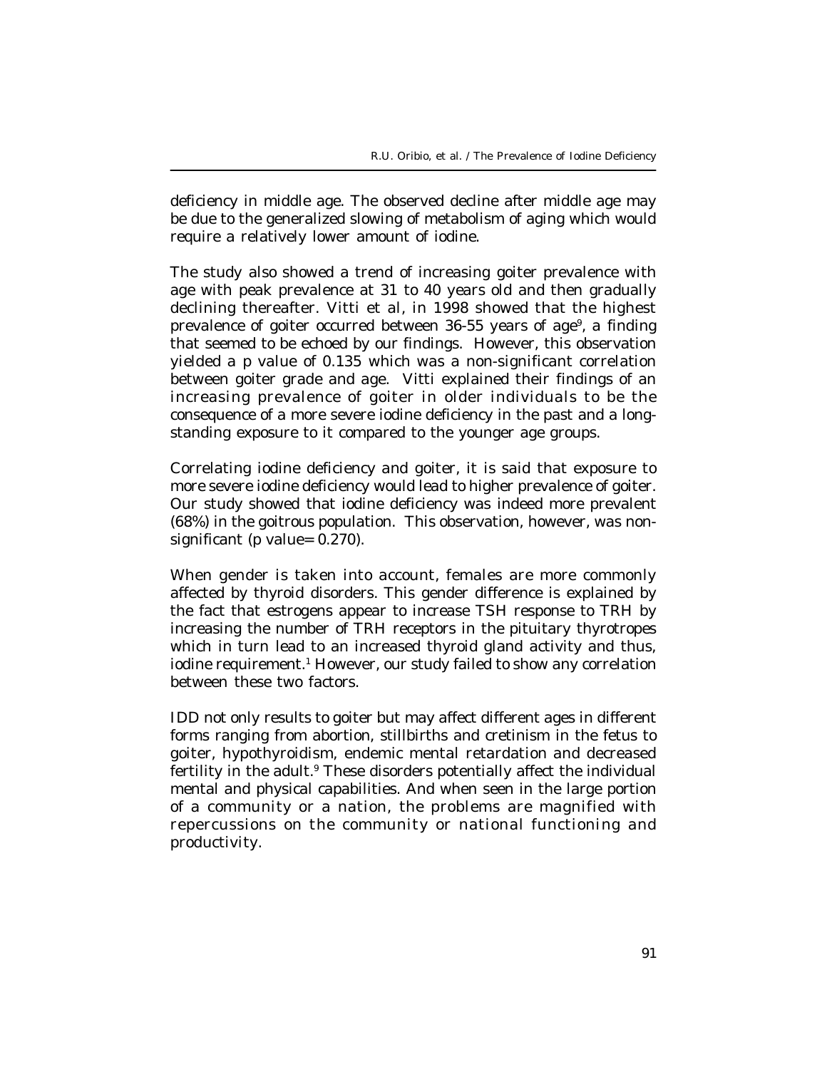deficiency in middle age. The observed decline after middle age may be due to the generalized slowing of metabolism of aging which would require a relatively lower amount of iodine.

The study also showed a trend of increasing goiter prevalence with age with peak prevalence at 31 to 40 years old and then gradually declining thereafter. Vitti et al, in 1998 showed that the highest prevalence of goiter occurred between 36-55 years of age[9], a finding that seemed to be echoed by our findings. However, this observation yielded a p value of 0.135 which was a non-significant correlation between goiter grade and age. Vitti explained their findings of an increasing prevalence of goiter in older individuals to be the consequence of a more severe iodine deficiency in the past and a long-standing exposure to it compared to the younger age groups.

Correlating iodine deficiency and goiter, it is said that exposure to more severe iodine deficiency would lead to higher prevalence of goiter. Our study showed that iodine deficiency was indeed more prevalent (68%) in the goitrous population. This observation, however, was non-significant (p value= 0.270).

When gender is taken into account, females are more commonly affected by thyroid disorders. This gender difference is explained by the fact that estrogens appear to increase TSH response to TRH by increasing the number of TRH receptors in the pituitary thyrotropes which in turn lead to an increased thyroid gland activity and thus, iodine requirement.[1] However, our study failed to show any correlation between these two factors.

IDD not only results to goiter but may affect different ages in different forms ranging from abortion, stillbirths and cretinism in the fetus to goiter, hypothyroidism, endemic mental retardation and decreased fertility in the adult.[9] These disorders potentially affect the individual mental and physical capabilities. And when seen in the large portion of a community or a nation, the problems are magnified with repercussions on the community or national functioning and productivity.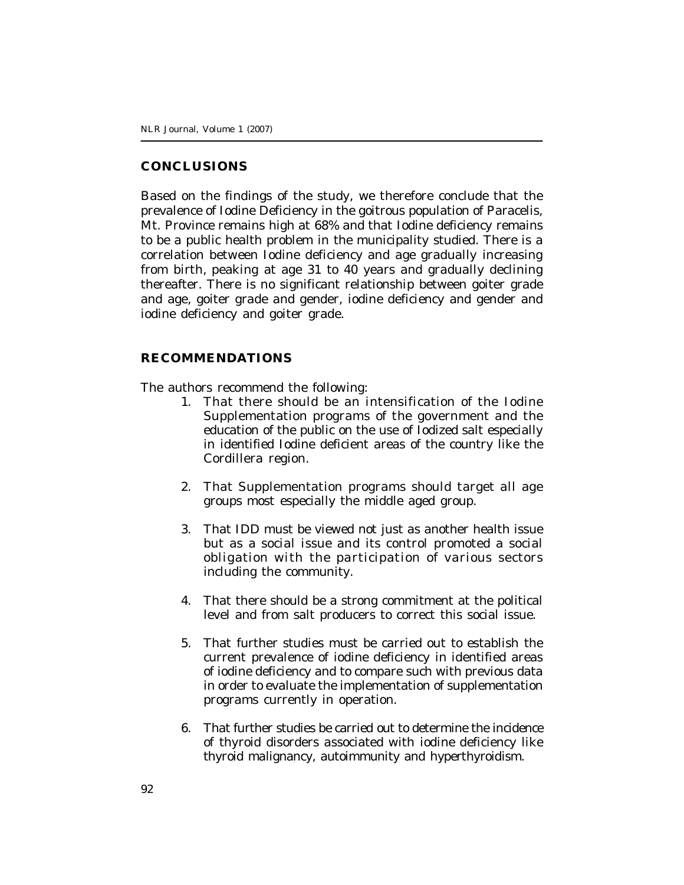## CONCLUSIONS

Based on the findings of the study, we therefore conclude that the prevalence of Iodine Deficiency in the goitrous population of Paracelis, Mt. Province remains high at 68% and that Iodine deficiency remains to be a public health problem in the municipality studied. There is a correlation between Iodine deficiency and age gradually increasing from birth, peaking at age 31 to 40 years and gradually declining thereafter. There is no significant relationship between goiter grade and age, goiter grade and gender, iodine deficiency and gender and iodine deficiency and goiter grade.

## RECOMMENDATIONS

The authors recommend the following:

1. That there should be an intensification of the Iodine Supplementation programs of the government and the education of the public on the use of Iodized salt especially in identified Iodine deficient areas of the country like the Cordillera region.

2. That Supplementation programs should target all age groups most especially the middle aged group.

3. That IDD must be viewed not just as another health issue but as a social issue and its control promoted a social obligation with the participation of various sectors including the community.

4. That there should be a strong commitment at the political level and from salt producers to correct this social issue.

5. That further studies must be carried out to establish the current prevalence of iodine deficiency in identified areas of iodine deficiency and to compare such with previous data in order to evaluate the implementation of supplementation programs currently in operation.

6. That further studies be carried out to determine the incidence of thyroid disorders associated with iodine deficiency like thyroid malignancy, autoimmunity and hyperthyroidism.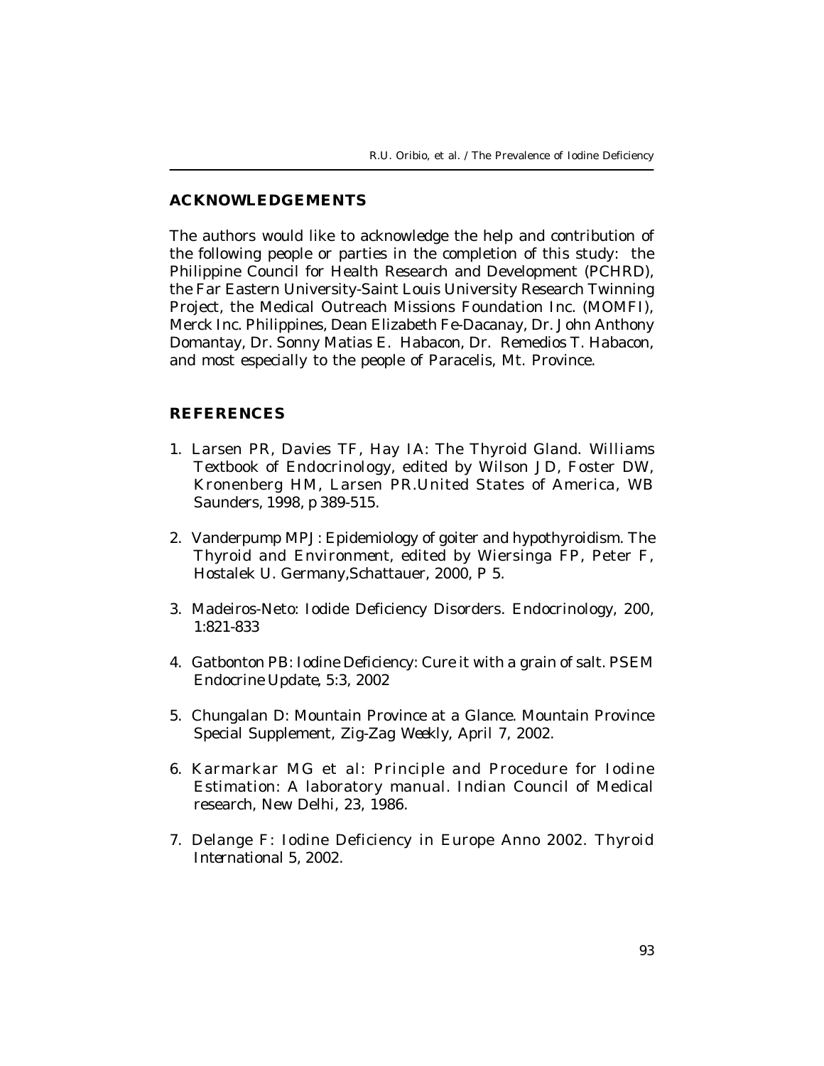## ACKNOWLEDGEMENTS

The authors would like to acknowledge the help and contribution of the following people or parties in the completion of this study: the Philippine Council for Health Research and Development (PCHRD), the Far Eastern University-Saint Louis University Research Twinning Project, the Medical Outreach Missions Foundation Inc. (MOMFI), Merck Inc. Philippines, Dean Elizabeth Fe-Dacanay, Dr. John Anthony Domantay, Dr. Sonny Matias E. Habacon, Dr. Remedios T. Habacon, and most especially to the people of Paracelis, Mt. Province.

## REFERENCES

1. Larsen PR, Davies TF, Hay IA: The Thyroid Gland. *Williams Textbook of Endocrinology*, edited by Wilson JD, Foster DW, Kronenberg HM, Larsen PR.United States of America, WB Saunders, 1998, p 389-515.

2. Vanderpump MPJ: Epidemiology of goiter and hypothyroidism. *The Thyroid and Environment*, edited by Wiersinga FP, Peter F, Hostalek U. Germany,Schattauer, 2000, P 5.

3. Madeiros-Neto: Iodide Deficiency Disorders. *Endocrinology*, 200, 1:821-833

4. Gatbonton PB: Iodine Deficiency: Cure it with a grain of salt. *PSEM Endocrine Update*, 5:3, 2002

5. Chungalan D: Mountain Province at a Glance. *Mountain Province Special Supplement, Zig-Zag Weekly*, April 7, 2002.

6. Karmarkar MG et al: Principle and Procedure for Iodine Estimation: A laboratory manual. Indian Council of Medical research, New Delhi, 23, 1986.

7. Delange F: Iodine Deficiency in Europe Anno 2002. *Thyroid International* 5, 2002.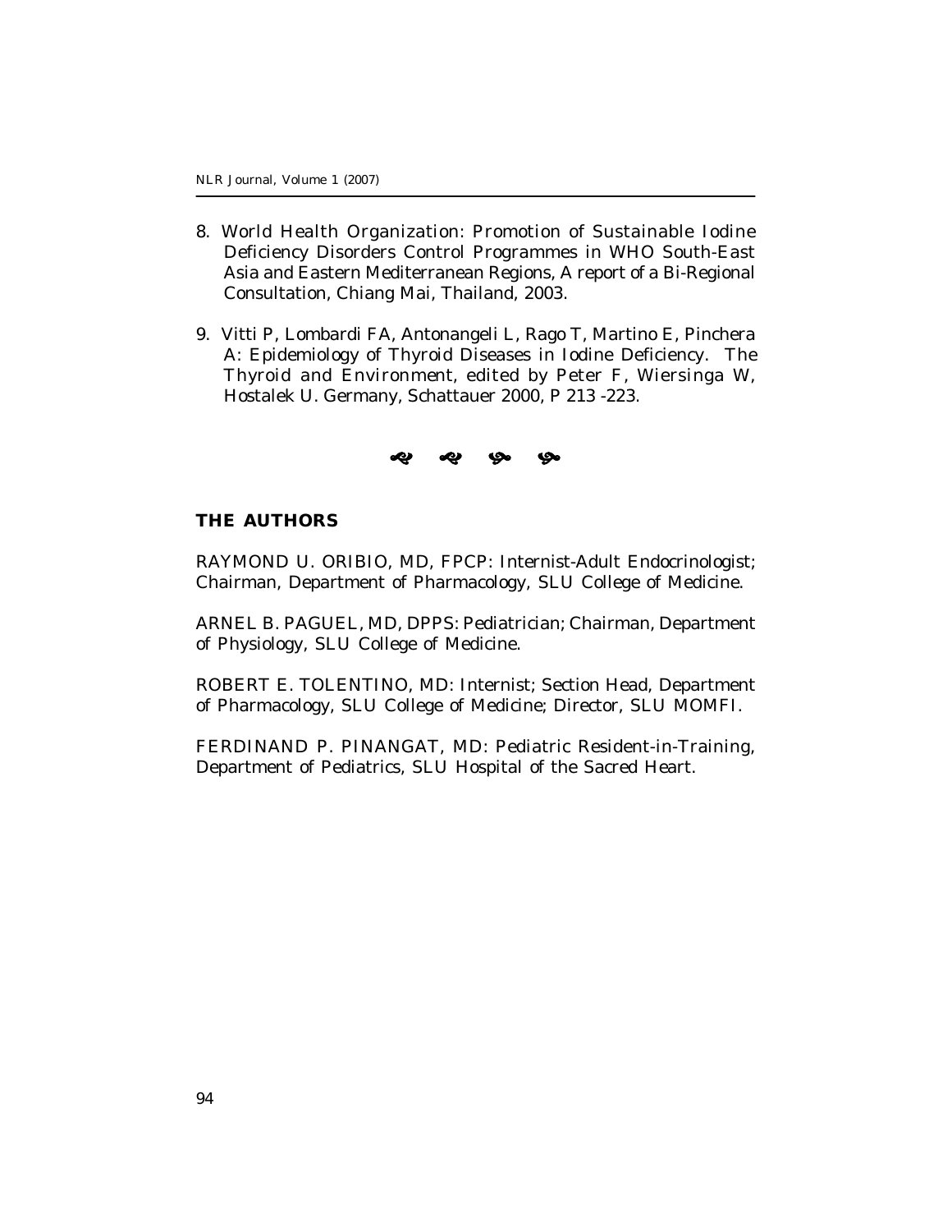8. World Health Organization: Promotion of Sustainable Iodine Deficiency Disorders Control Programmes in WHO South-East Asia and Eastern Mediterranean Regions, A report of a Bi-Regional Consultation, Chiang Mai, Thailand, 2003.

9. Vitti P, Lombardi FA, Antonangeli L, Rago T, Martino E, Pinchera A: Epidemiology of Thyroid Diseases in Iodine Deficiency. The Thyroid and Environment, edited by Peter F, Wiersinga W, Hostalek U. Germany, Schattauer 2000, P 213 -223.

## THE AUTHORS

RAYMOND U. ORIBIO, MD, FPCP: Internist-Adult Endocrinologist; Chairman, Department of Pharmacology, SLU College of Medicine.

ARNEL B. PAGUEL, MD, DPPS: Pediatrician; Chairman, Department of Physiology, SLU College of Medicine.

ROBERT E. TOLENTINO, MD: Internist; Section Head, Department of Pharmacology, SLU College of Medicine; Director, SLU MOMFI.

FERDINAND P. PINANGAT, MD: Pediatric Resident-in-Training, Department of Pediatrics, SLU Hospital of the Sacred Heart.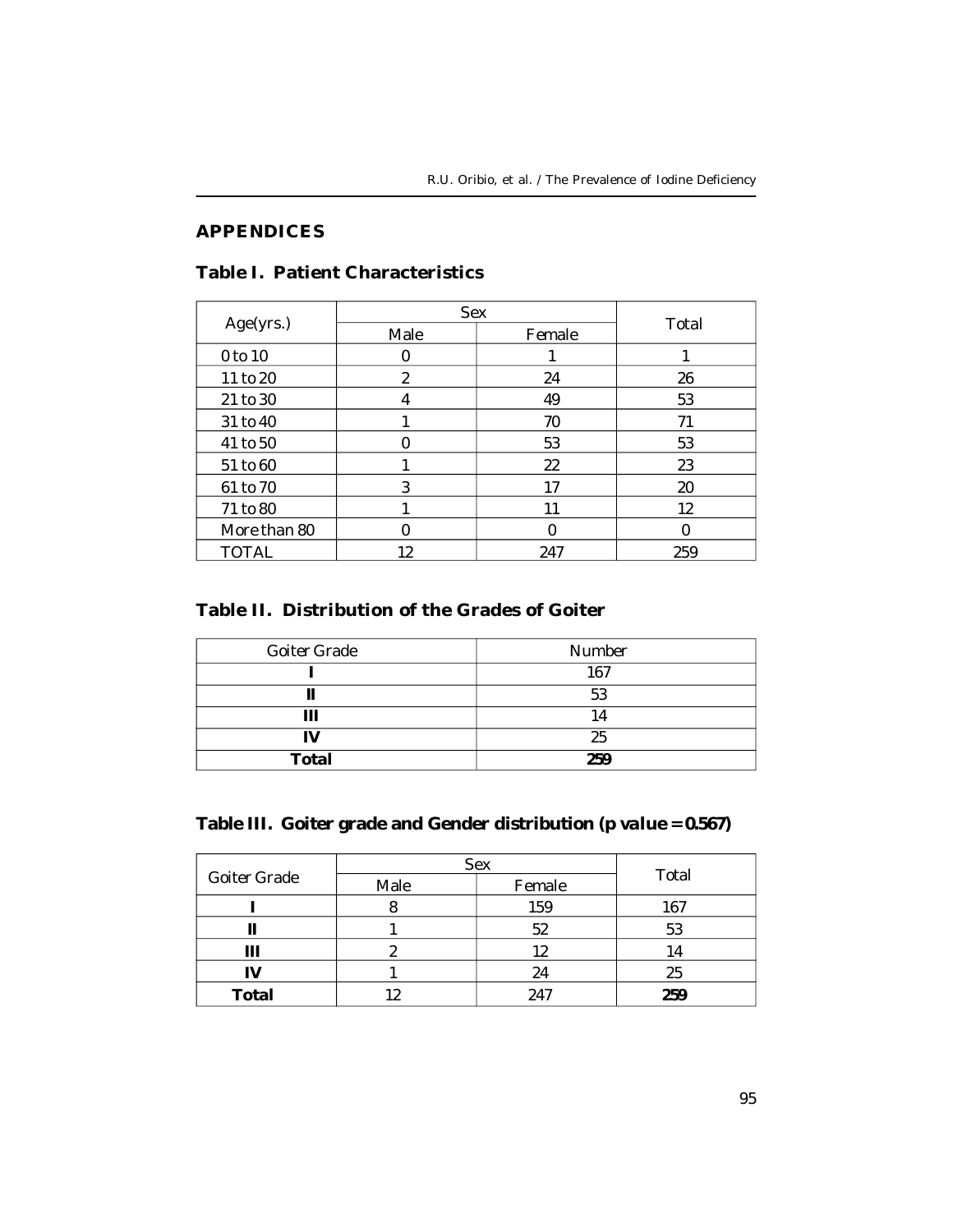## APPENDICES

### Table I. Patient Characteristics

| Age(yrs.) | Sex | | Total |
|---|---|---|---|
| | Male | Female | |
| 0 to 10 | 0 | 1 | 1 |
| 11 to 20 | 2 | 24 | 26 |
| 21 to 30 | 4 | 49 | 53 |
| 31 to 40 | 1 | 70 | 71 |
| 41 to 50 | 0 | 53 | 53 |
| 51 to 60 | 1 | 22 | 23 |
| 61 to 70 | 3 | 17 | 20 |
| 71 to 80 | 1 | 11 | 12 |
| More than 80 | 0 | 0 | 0 |
| TOTAL | 12 | 247 | 259 |

### Table II. Distribution of the Grades of Goiter

| Goiter Grade | Number |
|---|---|
| **I** | 167 |
| **II** | 53 |
| **III** | 14 |
| **IV** | 25 |
| **Total** | **259** |

### Table III. Goiter grade and Gender distribution (p value = 0.567)

| Goiter Grade | Sex | | Total |
|---|---|---|---|
| | Male | Female | |
| **I** | 8 | 159 | 167 |
| **II** | 1 | 52 | 53 |
| **III** | 2 | 12 | 14 |
| **IV** | 1 | 24 | 25 |
| **Total** | 12 | 247 | **259** |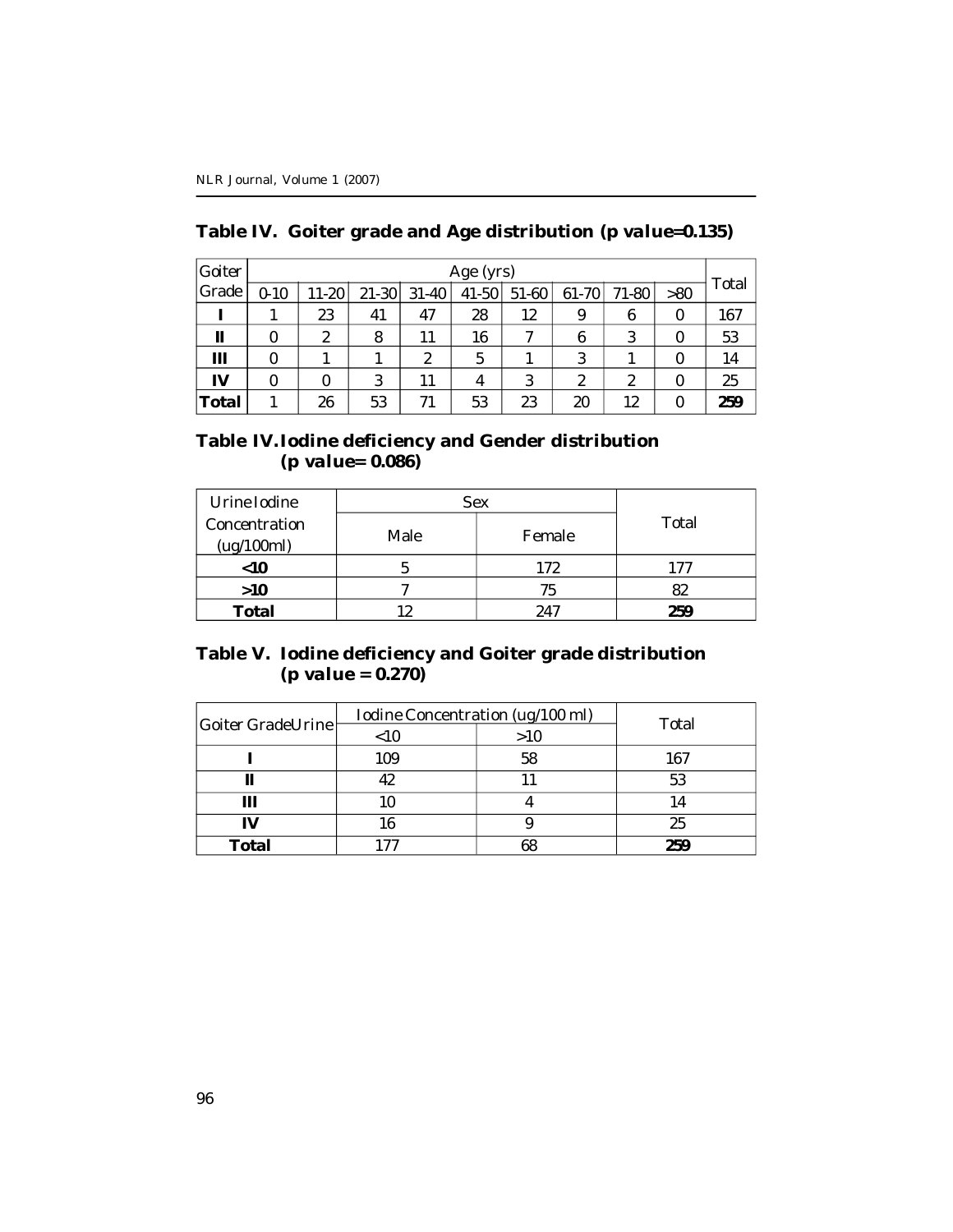### Table IV. Goiter grade and Age distribution (p value=0.135)

| Goiter Grade | Age (yrs) | | | | | | | | | Total |
|---|---|---|---|---|---|---|---|---|---|---|
| | 0-10 | 11-20 | 21-30 | 31-40 | 41-50 | 51-60 | 61-70 | 71-80 | >80 | |
| **I** | 1 | 23 | 41 | 47 | 28 | 12 | 9 | 6 | 0 | 167 |
| **II** | 0 | 2 | 8 | 11 | 16 | 7 | 6 | 3 | 0 | 53 |
| **III** | 0 | 1 | 1 | 2 | 5 | 1 | 3 | 1 | 0 | 14 |
| **IV** | 0 | 0 | 3 | 11 | 4 | 3 | 2 | 2 | 0 | 25 |
| **Total** | 1 | 26 | 53 | 71 | 53 | 23 | 20 | 12 | 0 | **259** |

### Table IV. Iodine deficiency and Gender distribution (p value= 0.086)

| Urine Iodine Concentration (ug/100ml) | Sex | | Total |
|---|---|---|---|
| | Male | Female | |
| **<10** | 5 | 172 | 177 |
| **>10** | 7 | 75 | 82 |
| **Total** | 12 | 247 | **259** |

### Table V. Iodine deficiency and Goiter grade distribution (p value = 0.270)

| Goiter GradeUrine | Iodine Concentration (ug/100 ml) | | Total |
|---|---|---|---|
| | <10 | >10 | |
| **I** | 109 | 58 | 167 |
| **II** | 42 | 11 | 53 |
| **III** | 10 | 4 | 14 |
| **IV** | 16 | 9 | 25 |
| **Total** | 177 | 68 | **259** |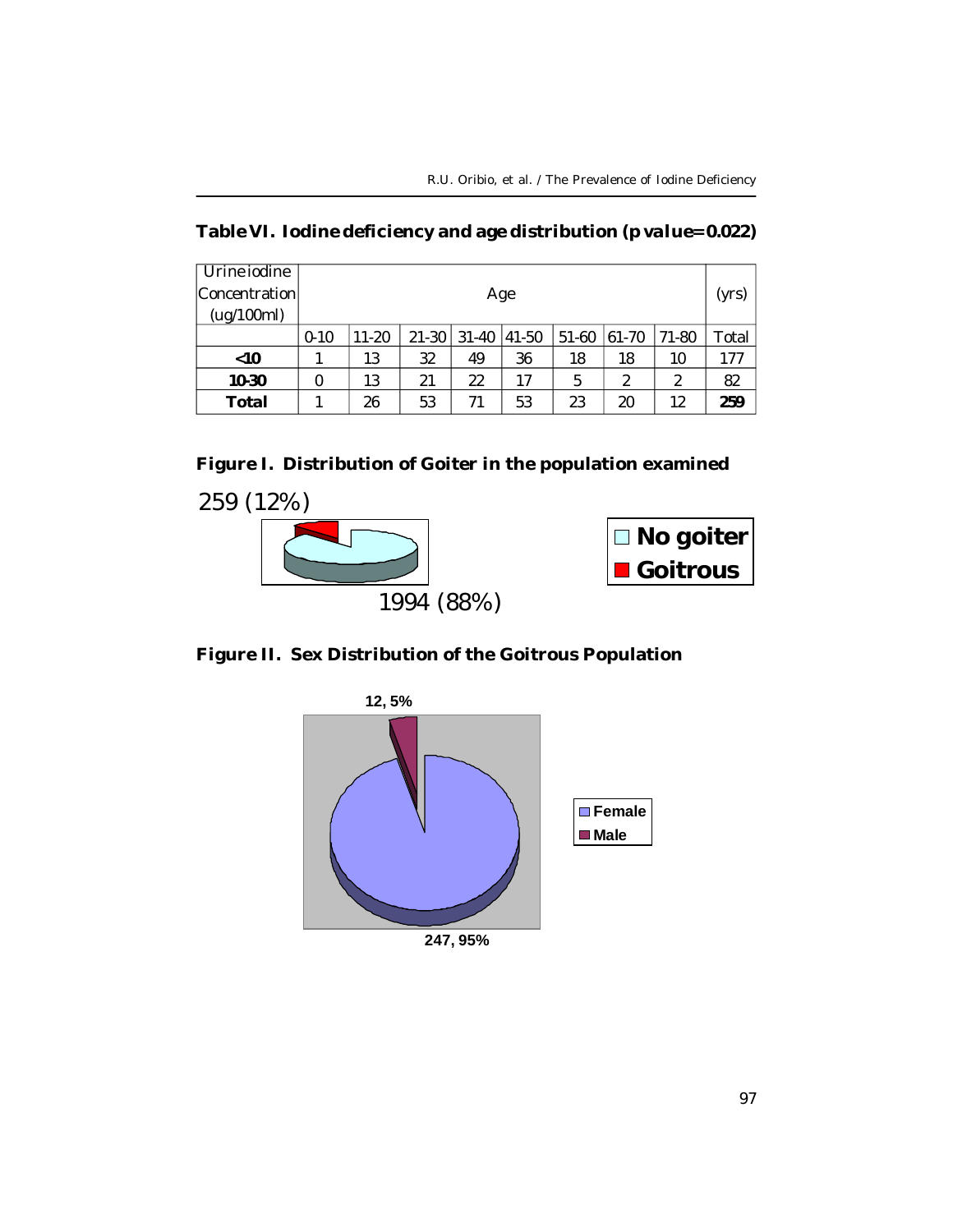**Table VI. Iodine deficiency and age distribution (p value= 0.022)**

| Urine iodine Concentration (ug/100ml) | Age | | | | | | | | (yrs) |
|---|---|---|---|---|---|---|---|---|---|
| | 0-10 | 11-20 | 21-30 | 31-40 | 41-50 | 51-60 | 61-70 | 71-80 | Total |
| **<10** | 1 | 13 | 32 | 49 | 36 | 18 | 18 | 10 | 177 |
| **10-30** | 0 | 13 | 21 | 22 | 17 | 5 | 2 | 2 | 82 |
| **Total** | 1 | 26 | 53 | 71 | 53 | 23 | 20 | 12 | **259** |

**Figure I. Distribution of Goiter in the population examined**

259 (12%)

No goiter
Goitrous

1994 (88%)

**Figure II. Sex Distribution of the Goitrous Population**

12, 5%

Female
Male

247, 95%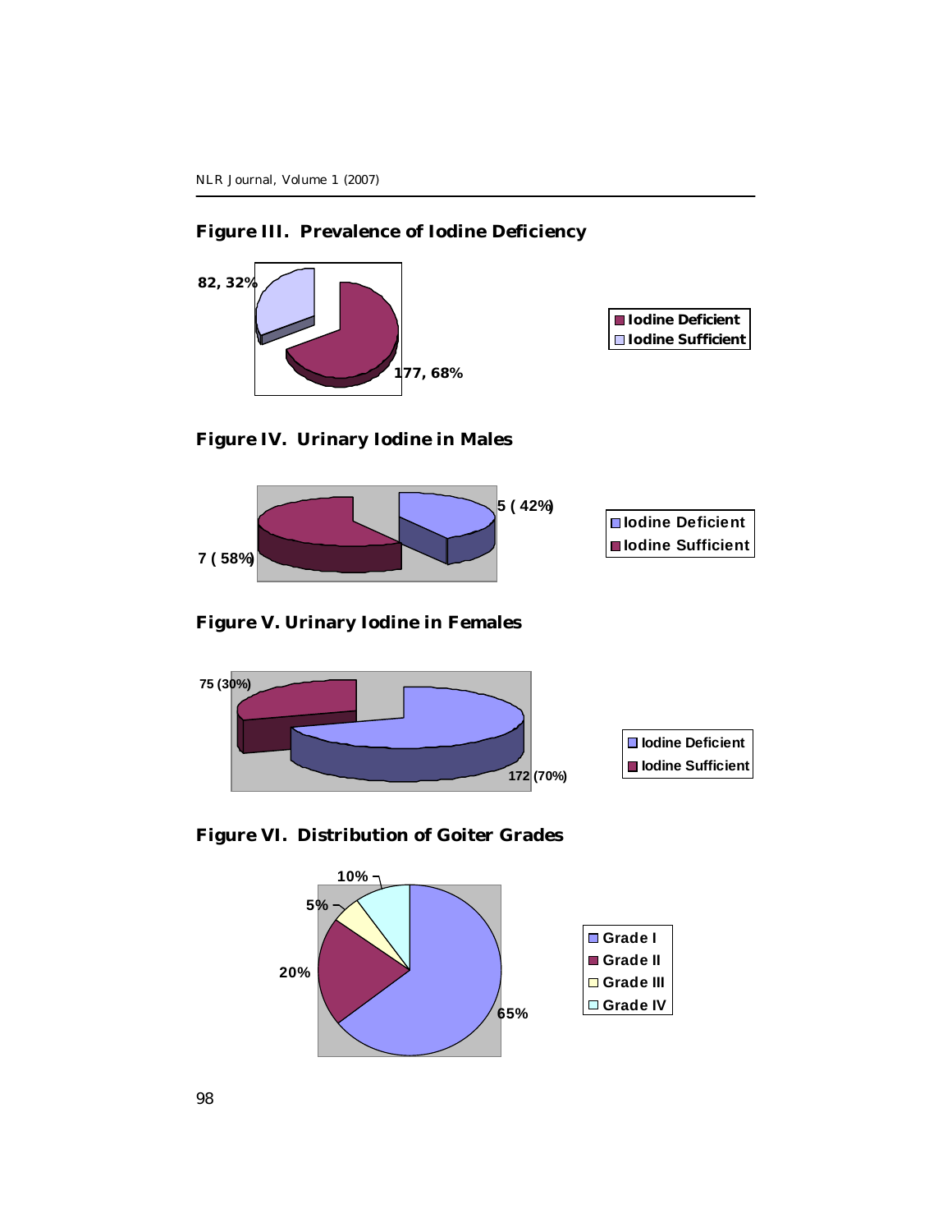**Figure III. Prevalence of Iodine Deficiency**

82, 32%

177, 68%

- Iodine Deficient
- Iodine Sufficient

**Figure IV. Urinary Iodine in Males**

5 ( 42%)

7 ( 58%)

- Iodine Deficient
- Iodine Sufficient

**Figure V. Urinary Iodine in Females**

75 (30%)

172 (70%)

- Iodine Deficient
- Iodine Sufficient

**Figure VI. Distribution of Goiter Grades**

10%

5%

20%

65%

- Grade I
- Grade II
- Grade III
- Grade IV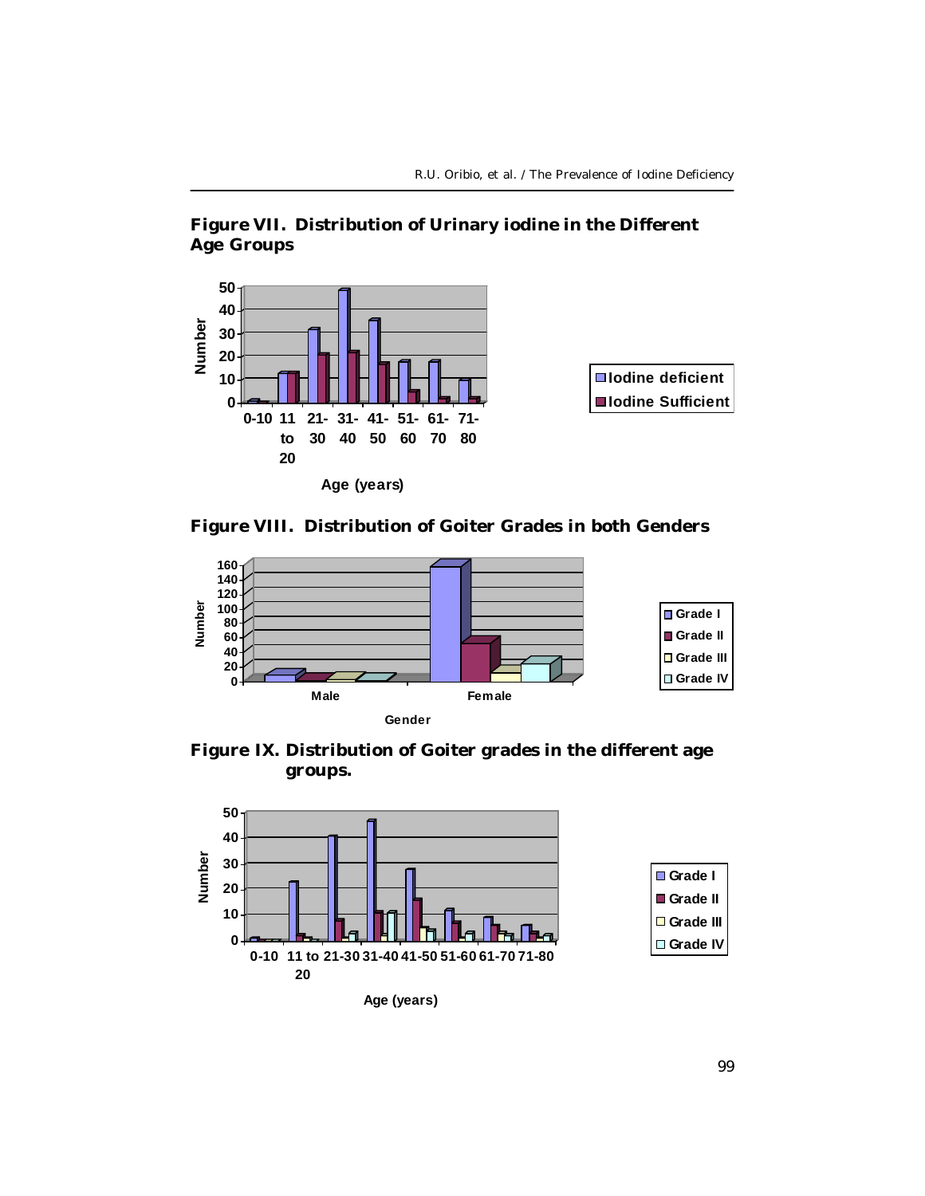**Figure VII. Distribution of Urinary iodine in the Different Age Groups**

50
40
30
20
10
0

Number

0-10 11 to 20 21-30 31-40 41-50 51-60 61-70 71-80

Age (years)

Iodine deficient
Iodine Sufficient

**Figure VIII. Distribution of Goiter Grades in both Genders**

160
140
120
100
80
60
40
20
0

Number

Male Female

Gender

Grade I
Grade II
Grade III
Grade IV

**Figure IX. Distribution of Goiter grades in the different age groups.**

50
40
30
20
10
0

Number

0-10 11 to 20 21-30 31-40 41-50 51-60 61-70 71-80

Age (years)

Grade I
Grade II
Grade III
Grade IV